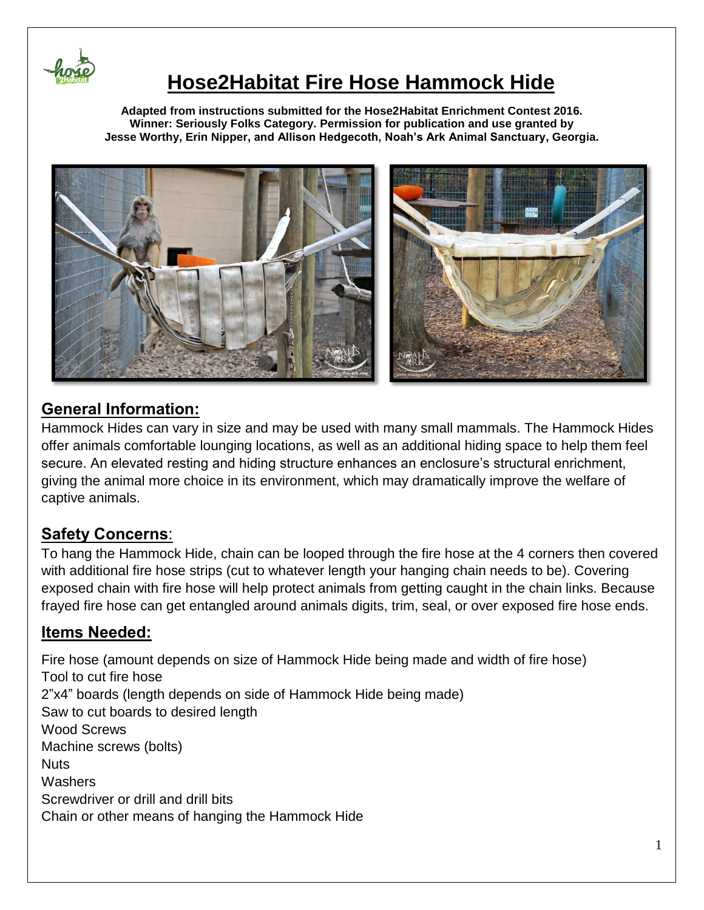# Hose2Habitat Fire Hose Hammock Hide

**Adapted from instructions submitted for the Hose2Habitat Enrichment Contest 2016. Winner: Seriously Folks Category. Permission for publication and use granted by Jesse Worthy, Erin Nipper, and Allison Hedgecoth, Noah's Ark Animal Sanctuary, Georgia.**

## General Information:

Hammock Hides can vary in size and may be used with many small mammals. The Hammock Hides offer animals comfortable lounging locations, as well as an additional hiding space to help them feel secure. An elevated resting and hiding structure enhances an enclosure's structural enrichment, giving the animal more choice in its environment, which may dramatically improve the welfare of captive animals.

## Safety Concerns:

To hang the Hammock Hide, chain can be looped through the fire hose at the 4 corners then covered with additional fire hose strips (cut to whatever length your hanging chain needs to be). Covering exposed chain with fire hose will help protect animals from getting caught in the chain links. Because frayed fire hose can get entangled around animals digits, trim, seal, or over exposed fire hose ends.

## Items Needed:

Fire hose (amount depends on size of Hammock Hide being made and width of fire hose)
Tool to cut fire hose
2"x4" boards (length depends on side of Hammock Hide being made)
Saw to cut boards to desired length
Wood Screws
Machine screws (bolts)
Nuts
Washers
Screwdriver or drill and drill bits
Chain or other means of hanging the Hammock Hide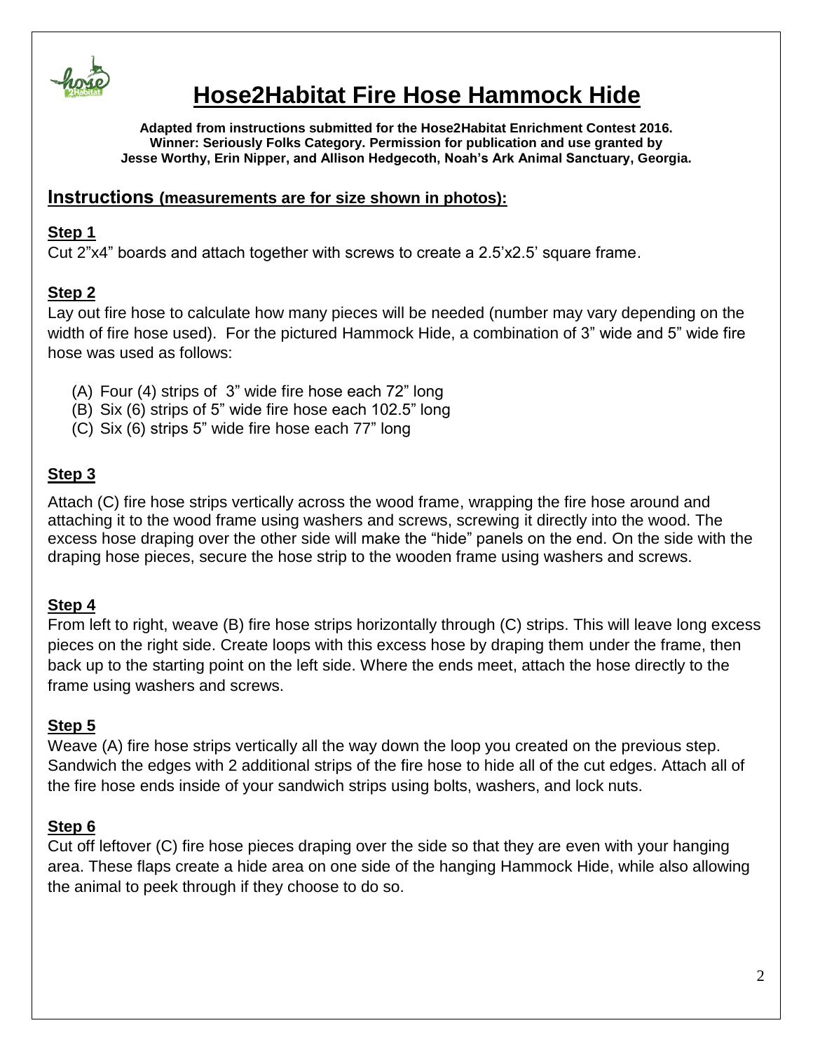# Hose2Habitat Fire Hose Hammock Hide

**Adapted from instructions submitted for the Hose2Habitat Enrichment Contest 2016. Winner: Seriously Folks Category. Permission for publication and use granted by Jesse Worthy, Erin Nipper, and Allison Hedgecoth, Noah's Ark Animal Sanctuary, Georgia.**

## Instructions (measurements are for size shown in photos):

### Step 1

Cut 2"x4" boards and attach together with screws to create a 2.5'x2.5' square frame.

### Step 2

Lay out fire hose to calculate how many pieces will be needed (number may vary depending on the width of fire hose used). For the pictured Hammock Hide, a combination of 3" wide and 5" wide fire hose was used as follows:

(A) Four (4) strips of 3" wide fire hose each 72" long
(B) Six (6) strips of 5" wide fire hose each 102.5" long
(C) Six (6) strips 5" wide fire hose each 77" long

### Step 3

Attach (C) fire hose strips vertically across the wood frame, wrapping the fire hose around and attaching it to the wood frame using washers and screws, screwing it directly into the wood. The excess hose draping over the other side will make the "hide" panels on the end. On the side with the draping hose pieces, secure the hose strip to the wooden frame using washers and screws.

### Step 4

From left to right, weave (B) fire hose strips horizontally through (C) strips. This will leave long excess pieces on the right side. Create loops with this excess hose by draping them under the frame, then back up to the starting point on the left side. Where the ends meet, attach the hose directly to the frame using washers and screws.

### Step 5

Weave (A) fire hose strips vertically all the way down the loop you created on the previous step. Sandwich the edges with 2 additional strips of the fire hose to hide all of the cut edges. Attach all of the fire hose ends inside of your sandwich strips using bolts, washers, and lock nuts.

### Step 6

Cut off leftover (C) fire hose pieces draping over the side so that they are even with your hanging area. These flaps create a hide area on one side of the hanging Hammock Hide, while also allowing the animal to peek through if they choose to do so.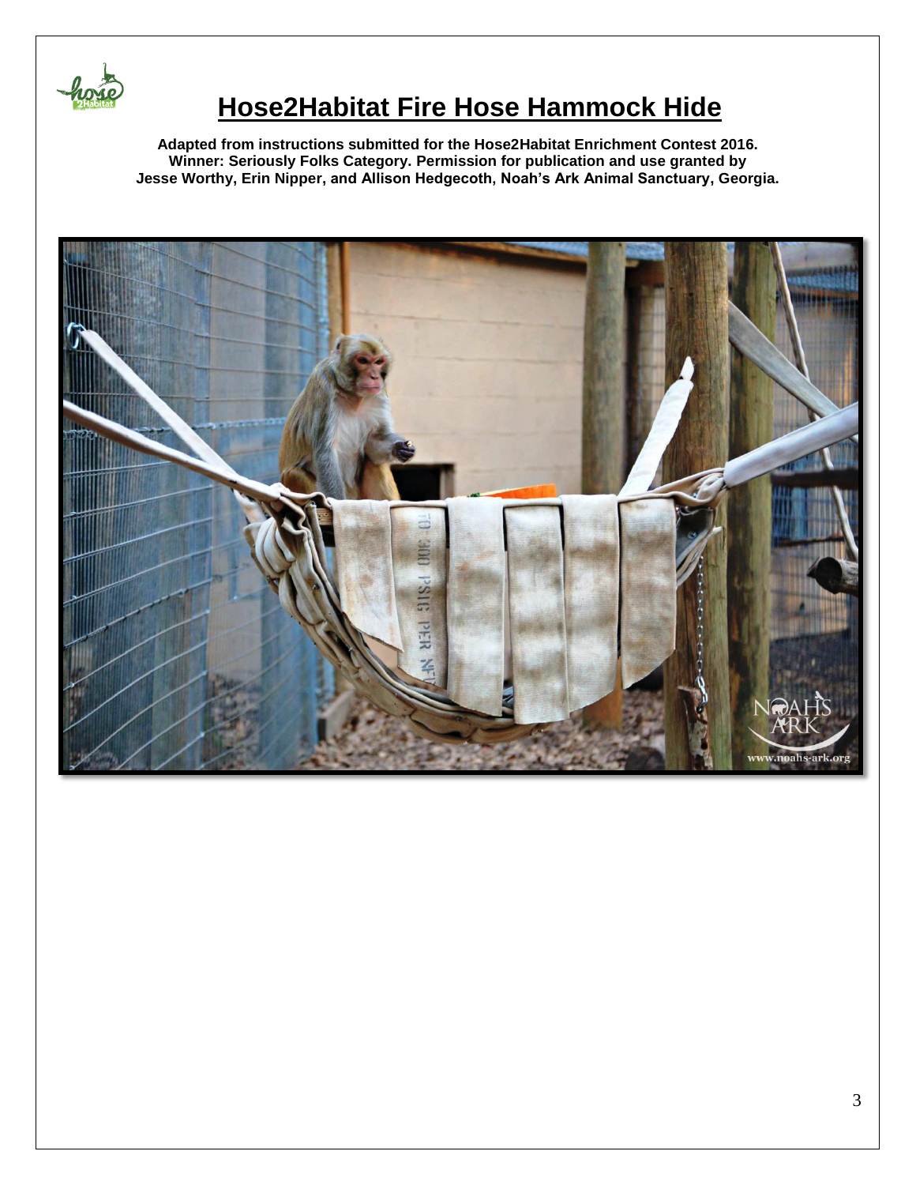# Hose2Habitat Fire Hose Hammock Hide

**Adapted from instructions submitted for the Hose2Habitat Enrichment Contest 2016. Winner: Seriously Folks Category. Permission for publication and use granted by Jesse Worthy, Erin Nipper, and Allison Hedgecoth, Noah's Ark Animal Sanctuary, Georgia.**